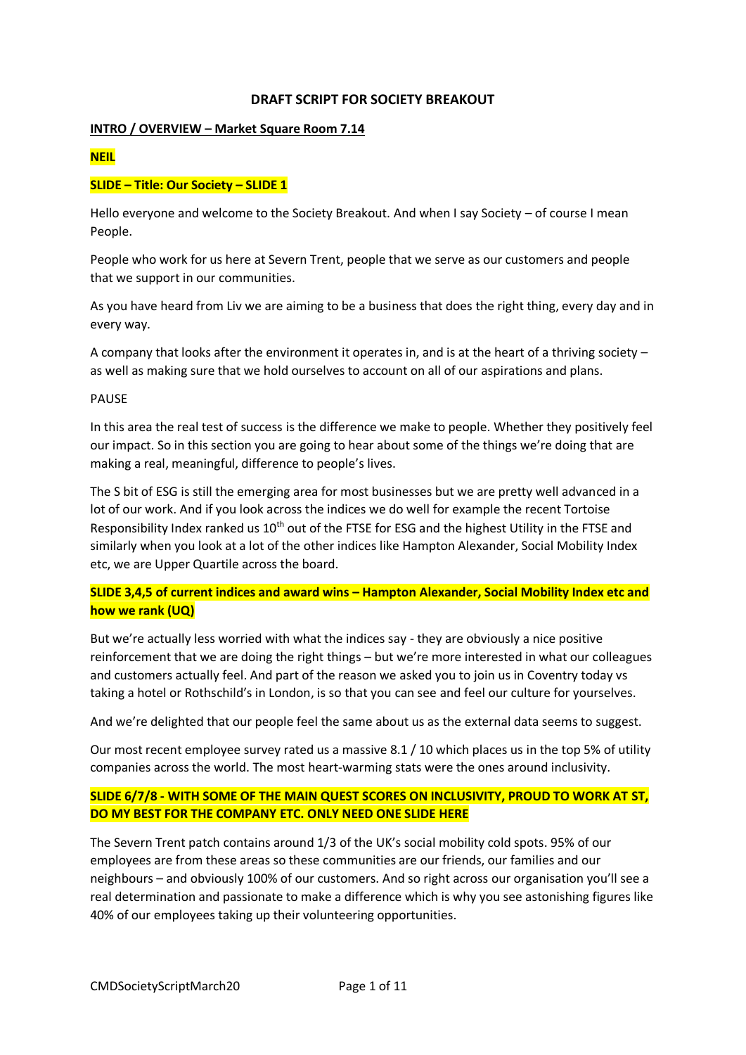**DRAFT SCRIPT FOR SOCIETY BREAKOUT**

**INTRO / OVERVIEW – Market Square Room 7.14**

**NEIL**

**SLIDE – Title: Our Society – SLIDE 1**

Hello everyone and welcome to the Society Breakout. And when I say Society – of course I mean People.

People who work for us here at Severn Trent, people that we serve as our customers and people that we support in our communities.

As you have heard from Liv we are aiming to be a business that does the right thing, every day and in every way.

A company that looks after the environment it operates in, and is at the heart of a thriving society – as well as making sure that we hold ourselves to account on all of our aspirations and plans.

PAUSE

In this area the real test of success is the difference we make to people. Whether they positively feel our impact. So in this section you are going to hear about some of the things we're doing that are making a real, meaningful, difference to people's lives.

The S bit of ESG is still the emerging area for most businesses but we are pretty well advanced in a lot of our work. And if you look across the indices we do well for example the recent Tortoise Responsibility Index ranked us 10th out of the FTSE for ESG and the highest Utility in the FTSE and similarly when you look at a lot of the other indices like Hampton Alexander, Social Mobility Index etc, we are Upper Quartile across the board.

**SLIDE 3,4,5 of current indices and award wins – Hampton Alexander, Social Mobility Index etc and how we rank (UQ)**

But we're actually less worried with what the indices say - they are obviously a nice positive reinforcement that we are doing the right things – but we're more interested in what our colleagues and customers actually feel. And part of the reason we asked you to join us in Coventry today vs taking a hotel or Rothschild's in London, is so that you can see and feel our culture for yourselves.

And we're delighted that our people feel the same about us as the external data seems to suggest.

Our most recent employee survey rated us a massive 8.1 / 10 which places us in the top 5% of utility companies across the world. The most heart-warming stats were the ones around inclusivity.

**SLIDE 6/7/8 - WITH SOME OF THE MAIN QUEST SCORES ON INCLUSIVITY, PROUD TO WORK AT ST, DO MY BEST FOR THE COMPANY ETC. ONLY NEED ONE SLIDE HERE**

The Severn Trent patch contains around 1/3 of the UK's social mobility cold spots. 95% of our employees are from these areas so these communities are our friends, our families and our neighbours – and obviously 100% of our customers. And so right across our organisation you'll see a real determination and passionate to make a difference which is why you see astonishing figures like 40% of our employees taking up their volunteering opportunities.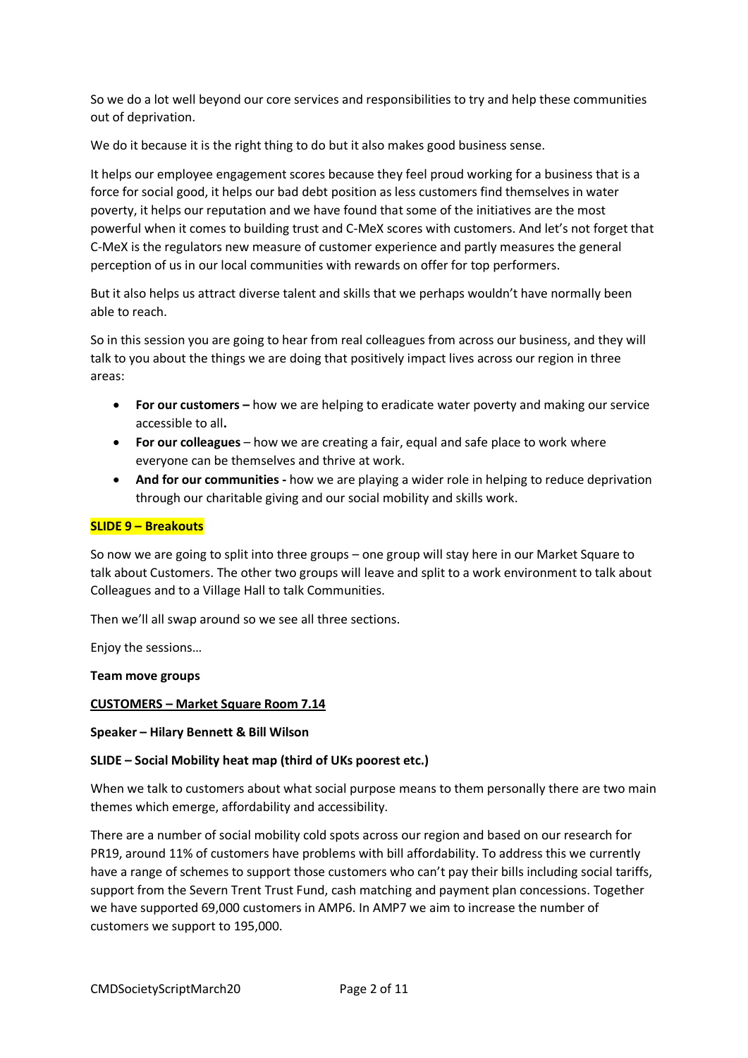So we do a lot well beyond our core services and responsibilities to try and help these communities out of deprivation.

We do it because it is the right thing to do but it also makes good business sense.

It helps our employee engagement scores because they feel proud working for a business that is a force for social good, it helps our bad debt position as less customers find themselves in water poverty, it helps our reputation and we have found that some of the initiatives are the most powerful when it comes to building trust and C-MeX scores with customers. And let's not forget that C-MeX is the regulators new measure of customer experience and partly measures the general perception of us in our local communities with rewards on offer for top performers.

But it also helps us attract diverse talent and skills that we perhaps wouldn't have normally been able to reach.

So in this session you are going to hear from real colleagues from across our business, and they will talk to you about the things we are doing that positively impact lives across our region in three areas:

- **For our customers –** how we are helping to eradicate water poverty and making our service accessible to all**.**
- **For our colleagues** – how we are creating a fair, equal and safe place to work where everyone can be themselves and thrive at work.
- **And for our communities -** how we are playing a wider role in helping to reduce deprivation through our charitable giving and our social mobility and skills work.

**SLIDE 9 – Breakouts**

So now we are going to split into three groups – one group will stay here in our Market Square to talk about Customers. The other two groups will leave and split to a work environment to talk about Colleagues and to a Village Hall to talk Communities.

Then we'll all swap around so we see all three sections.

Enjoy the sessions…

**Team move groups**

**CUSTOMERS – Market Square Room 7.14**

**Speaker – Hilary Bennett & Bill Wilson**

**SLIDE – Social Mobility heat map (third of UKs poorest etc.)**

When we talk to customers about what social purpose means to them personally there are two main themes which emerge, affordability and accessibility.

There are a number of social mobility cold spots across our region and based on our research for PR19, around 11% of customers have problems with bill affordability. To address this we currently have a range of schemes to support those customers who can't pay their bills including social tariffs, support from the Severn Trent Trust Fund, cash matching and payment plan concessions. Together we have supported 69,000 customers in AMP6. In AMP7 we aim to increase the number of customers we support to 195,000.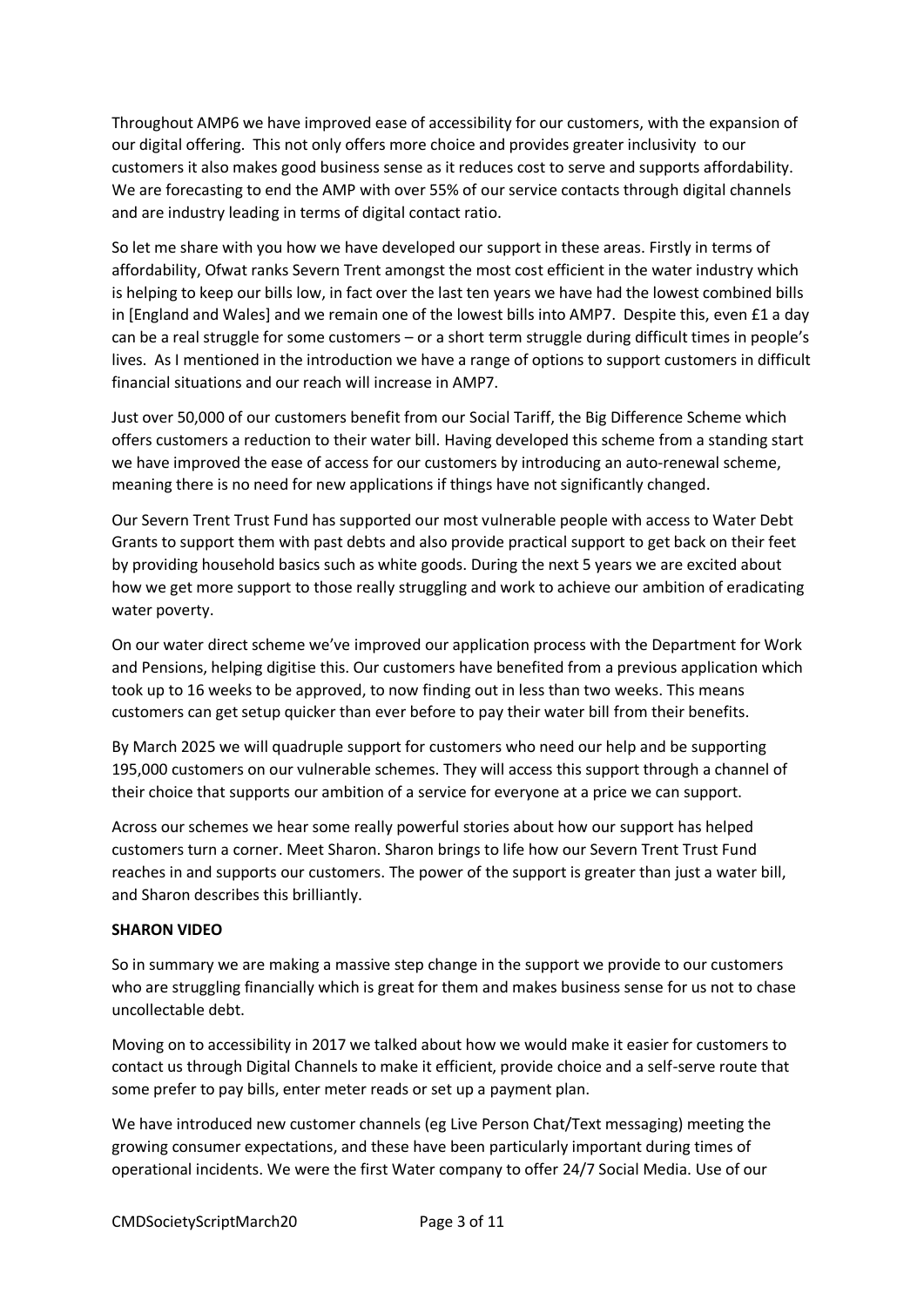Throughout AMP6 we have improved ease of accessibility for our customers, with the expansion of our digital offering. This not only offers more choice and provides greater inclusivity to our customers it also makes good business sense as it reduces cost to serve and supports affordability. We are forecasting to end the AMP with over 55% of our service contacts through digital channels and are industry leading in terms of digital contact ratio.

So let me share with you how we have developed our support in these areas. Firstly in terms of affordability, Ofwat ranks Severn Trent amongst the most cost efficient in the water industry which is helping to keep our bills low, in fact over the last ten years we have had the lowest combined bills in [England and Wales] and we remain one of the lowest bills into AMP7. Despite this, even £1 a day can be a real struggle for some customers – or a short term struggle during difficult times in people's lives. As I mentioned in the introduction we have a range of options to support customers in difficult financial situations and our reach will increase in AMP7.

Just over 50,000 of our customers benefit from our Social Tariff, the Big Difference Scheme which offers customers a reduction to their water bill. Having developed this scheme from a standing start we have improved the ease of access for our customers by introducing an auto-renewal scheme, meaning there is no need for new applications if things have not significantly changed.

Our Severn Trent Trust Fund has supported our most vulnerable people with access to Water Debt Grants to support them with past debts and also provide practical support to get back on their feet by providing household basics such as white goods. During the next 5 years we are excited about how we get more support to those really struggling and work to achieve our ambition of eradicating water poverty.

On our water direct scheme we've improved our application process with the Department for Work and Pensions, helping digitise this. Our customers have benefited from a previous application which took up to 16 weeks to be approved, to now finding out in less than two weeks. This means customers can get setup quicker than ever before to pay their water bill from their benefits.

By March 2025 we will quadruple support for customers who need our help and be supporting 195,000 customers on our vulnerable schemes. They will access this support through a channel of their choice that supports our ambition of a service for everyone at a price we can support.

Across our schemes we hear some really powerful stories about how our support has helped customers turn a corner. Meet Sharon. Sharon brings to life how our Severn Trent Trust Fund reaches in and supports our customers. The power of the support is greater than just a water bill, and Sharon describes this brilliantly.

**SHARON VIDEO**

So in summary we are making a massive step change in the support we provide to our customers who are struggling financially which is great for them and makes business sense for us not to chase uncollectable debt.

Moving on to accessibility in 2017 we talked about how we would make it easier for customers to contact us through Digital Channels to make it efficient, provide choice and a self-serve route that some prefer to pay bills, enter meter reads or set up a payment plan.

We have introduced new customer channels (eg Live Person Chat/Text messaging) meeting the growing consumer expectations, and these have been particularly important during times of operational incidents. We were the first Water company to offer 24/7 Social Media. Use of our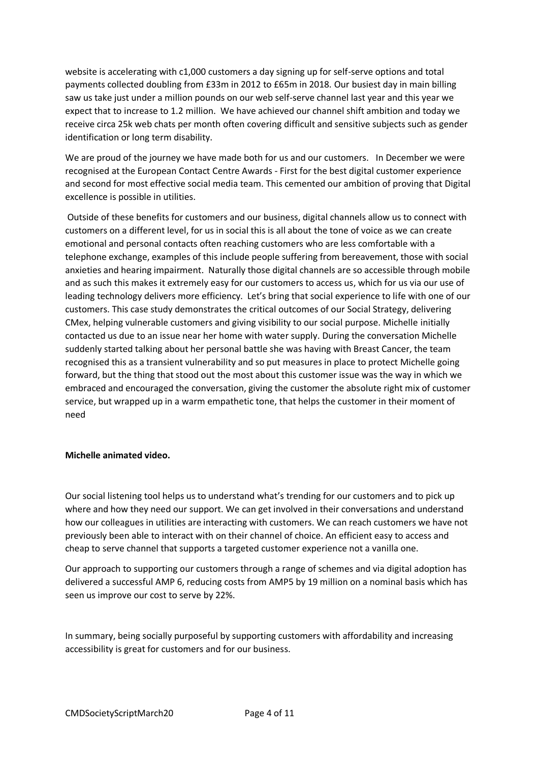website is accelerating with c1,000 customers a day signing up for self-serve options and total payments collected doubling from £33m in 2012 to £65m in 2018. Our busiest day in main billing saw us take just under a million pounds on our web self-serve channel last year and this year we expect that to increase to 1.2 million. We have achieved our channel shift ambition and today we receive circa 25k web chats per month often covering difficult and sensitive subjects such as gender identification or long term disability.

We are proud of the journey we have made both for us and our customers. In December we were recognised at the European Contact Centre Awards - First for the best digital customer experience and second for most effective social media team. This cemented our ambition of proving that Digital excellence is possible in utilities.

Outside of these benefits for customers and our business, digital channels allow us to connect with customers on a different level, for us in social this is all about the tone of voice as we can create emotional and personal contacts often reaching customers who are less comfortable with a telephone exchange, examples of this include people suffering from bereavement, those with social anxieties and hearing impairment. Naturally those digital channels are so accessible through mobile and as such this makes it extremely easy for our customers to access us, which for us via our use of leading technology delivers more efficiency. Let's bring that social experience to life with one of our customers. This case study demonstrates the critical outcomes of our Social Strategy, delivering CMex, helping vulnerable customers and giving visibility to our social purpose. Michelle initially contacted us due to an issue near her home with water supply. During the conversation Michelle suddenly started talking about her personal battle she was having with Breast Cancer, the team recognised this as a transient vulnerability and so put measures in place to protect Michelle going forward, but the thing that stood out the most about this customer issue was the way in which we embraced and encouraged the conversation, giving the customer the absolute right mix of customer service, but wrapped up in a warm empathetic tone, that helps the customer in their moment of need

**Michelle animated video.**

Our social listening tool helps us to understand what's trending for our customers and to pick up where and how they need our support. We can get involved in their conversations and understand how our colleagues in utilities are interacting with customers. We can reach customers we have not previously been able to interact with on their channel of choice. An efficient easy to access and cheap to serve channel that supports a targeted customer experience not a vanilla one.

Our approach to supporting our customers through a range of schemes and via digital adoption has delivered a successful AMP 6, reducing costs from AMP5 by 19 million on a nominal basis which has seen us improve our cost to serve by 22%.

In summary, being socially purposeful by supporting customers with affordability and increasing accessibility is great for customers and for our business.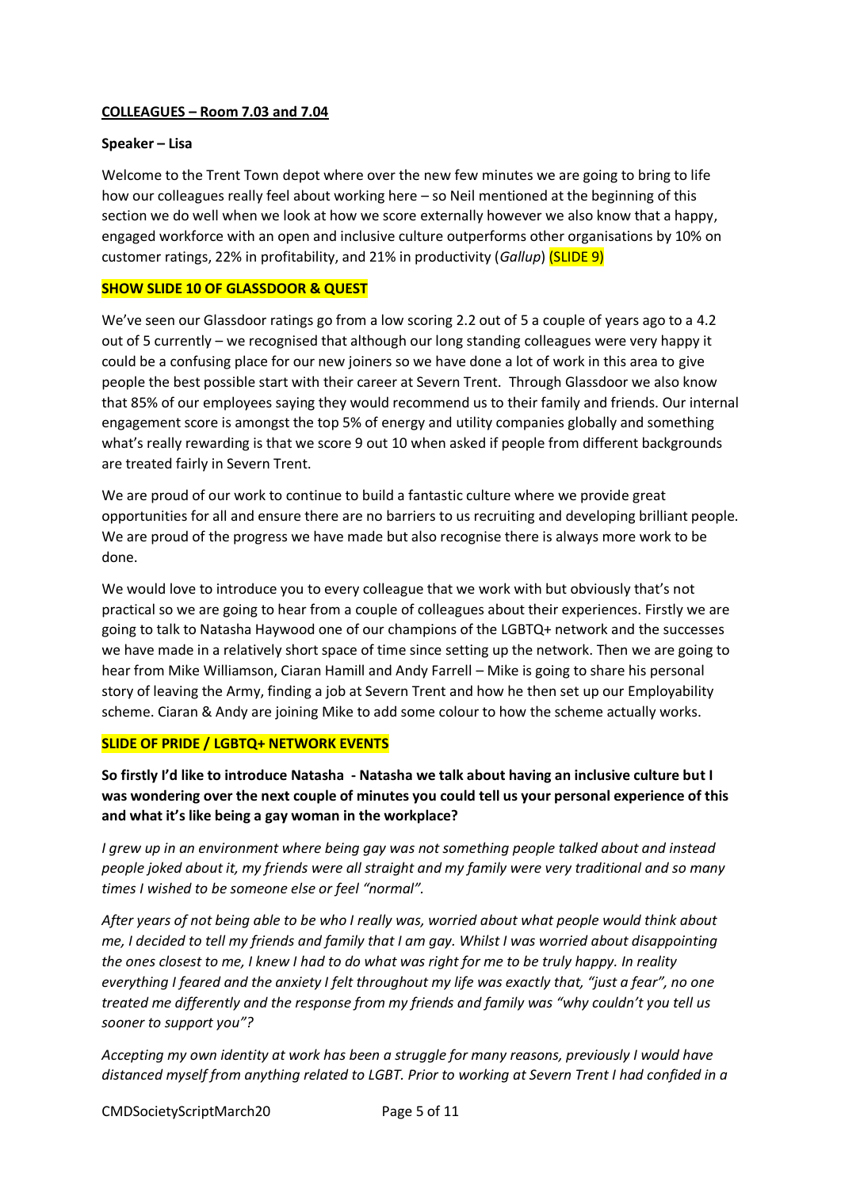**COLLEAGUES – Room 7.03 and 7.04**

**Speaker – Lisa**

Welcome to the Trent Town depot where over the new few minutes we are going to bring to life how our colleagues really feel about working here – so Neil mentioned at the beginning of this section we do well when we look at how we score externally however we also know that a happy, engaged workforce with an open and inclusive culture outperforms other organisations by 10% on customer ratings, 22% in profitability, and 21% in productivity (*Gallup*) (SLIDE 9)

**SHOW SLIDE 10 OF GLASSDOOR & QUEST**

We've seen our Glassdoor ratings go from a low scoring 2.2 out of 5 a couple of years ago to a 4.2 out of 5 currently – we recognised that although our long standing colleagues were very happy it could be a confusing place for our new joiners so we have done a lot of work in this area to give people the best possible start with their career at Severn Trent. Through Glassdoor we also know that 85% of our employees saying they would recommend us to their family and friends. Our internal engagement score is amongst the top 5% of energy and utility companies globally and something what's really rewarding is that we score 9 out 10 when asked if people from different backgrounds are treated fairly in Severn Trent.

We are proud of our work to continue to build a fantastic culture where we provide great opportunities for all and ensure there are no barriers to us recruiting and developing brilliant people. We are proud of the progress we have made but also recognise there is always more work to be done.

We would love to introduce you to every colleague that we work with but obviously that's not practical so we are going to hear from a couple of colleagues about their experiences. Firstly we are going to talk to Natasha Haywood one of our champions of the LGBTQ+ network and the successes we have made in a relatively short space of time since setting up the network. Then we are going to hear from Mike Williamson, Ciaran Hamill and Andy Farrell – Mike is going to share his personal story of leaving the Army, finding a job at Severn Trent and how he then set up our Employability scheme. Ciaran & Andy are joining Mike to add some colour to how the scheme actually works.

**SLIDE OF PRIDE / LGBTQ+ NETWORK EVENTS**

**So firstly I'd like to introduce Natasha - Natasha we talk about having an inclusive culture but I was wondering over the next couple of minutes you could tell us your personal experience of this and what it's like being a gay woman in the workplace?**

*I grew up in an environment where being gay was not something people talked about and instead people joked about it, my friends were all straight and my family were very traditional and so many times I wished to be someone else or feel "normal".*

*After years of not being able to be who I really was, worried about what people would think about me, I decided to tell my friends and family that I am gay. Whilst I was worried about disappointing the ones closest to me, I knew I had to do what was right for me to be truly happy. In reality everything I feared and the anxiety I felt throughout my life was exactly that, "just a fear", no one treated me differently and the response from my friends and family was "why couldn't you tell us sooner to support you"?*

*Accepting my own identity at work has been a struggle for many reasons, previously I would have distanced myself from anything related to LGBT. Prior to working at Severn Trent I had confided in a*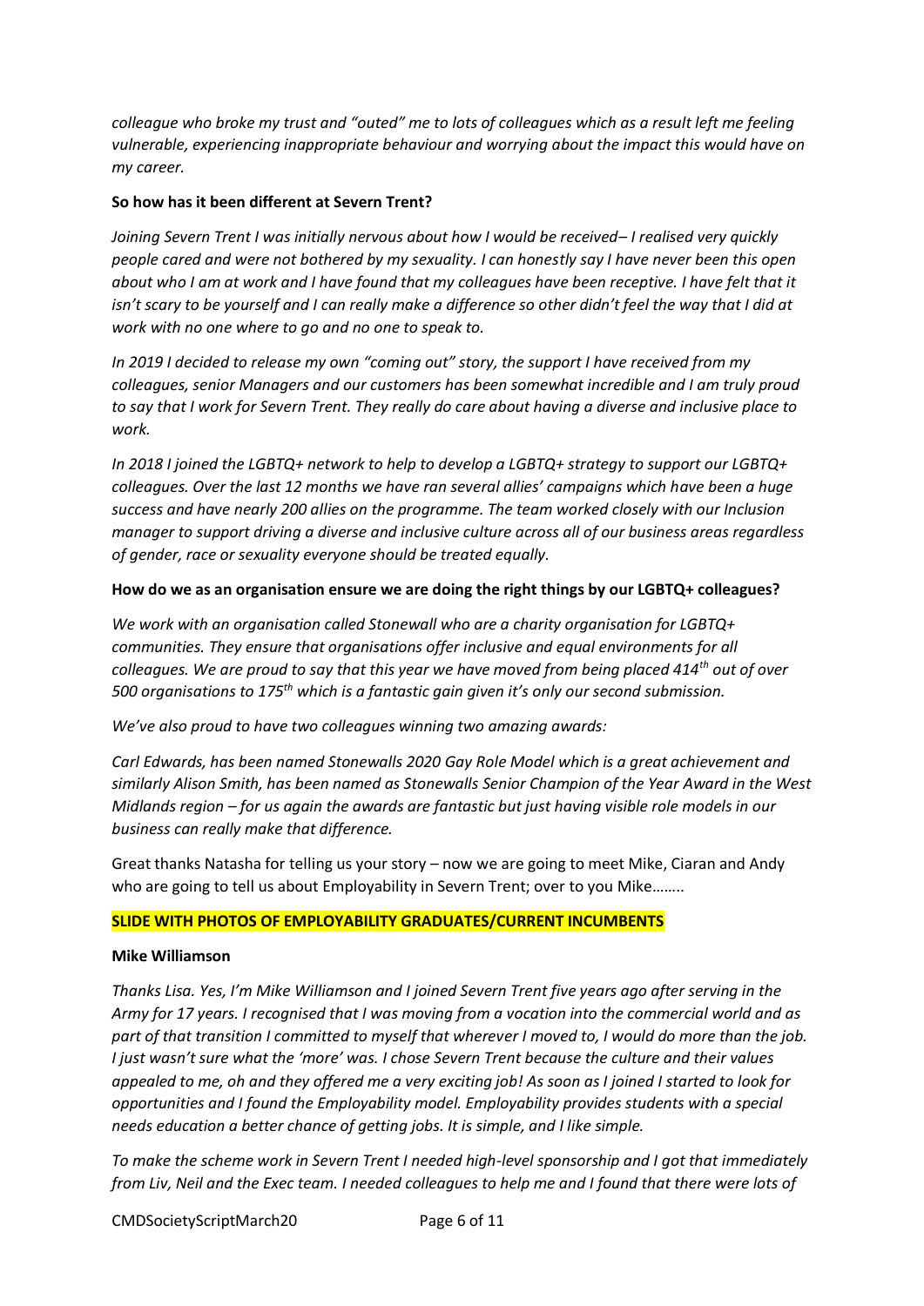*colleague who broke my trust and "outed" me to lots of colleagues which as a result left me feeling vulnerable, experiencing inappropriate behaviour and worrying about the impact this would have on my career.*

**So how has it been different at Severn Trent?**

*Joining Severn Trent I was initially nervous about how I would be received– I realised very quickly people cared and were not bothered by my sexuality. I can honestly say I have never been this open about who I am at work and I have found that my colleagues have been receptive. I have felt that it isn't scary to be yourself and I can really make a difference so other didn't feel the way that I did at work with no one where to go and no one to speak to.*

*In 2019 I decided to release my own "coming out" story, the support I have received from my colleagues, senior Managers and our customers has been somewhat incredible and I am truly proud to say that I work for Severn Trent. They really do care about having a diverse and inclusive place to work.*

*In 2018 I joined the LGBTQ+ network to help to develop a LGBTQ+ strategy to support our LGBTQ+ colleagues. Over the last 12 months we have ran several allies' campaigns which have been a huge success and have nearly 200 allies on the programme. The team worked closely with our Inclusion manager to support driving a diverse and inclusive culture across all of our business areas regardless of gender, race or sexuality everyone should be treated equally.*

**How do we as an organisation ensure we are doing the right things by our LGBTQ+ colleagues?**

*We work with an organisation called Stonewall who are a charity organisation for LGBTQ+ communities. They ensure that organisations offer inclusive and equal environments for all colleagues. We are proud to say that this year we have moved from being placed 414th out of over 500 organisations to 175th which is a fantastic gain given it's only our second submission.*

*We've also proud to have two colleagues winning two amazing awards:*

*Carl Edwards, has been named Stonewalls 2020 Gay Role Model which is a great achievement and similarly Alison Smith, has been named as Stonewalls Senior Champion of the Year Award in the West Midlands region – for us again the awards are fantastic but just having visible role models in our business can really make that difference.*

Great thanks Natasha for telling us your story – now we are going to meet Mike, Ciaran and Andy who are going to tell us about Employability in Severn Trent; over to you Mike……..

**SLIDE WITH PHOTOS OF EMPLOYABILITY GRADUATES/CURRENT INCUMBENTS**

**Mike Williamson**

*Thanks Lisa. Yes, I'm Mike Williamson and I joined Severn Trent five years ago after serving in the Army for 17 years. I recognised that I was moving from a vocation into the commercial world and as part of that transition I committed to myself that wherever I moved to, I would do more than the job. I just wasn't sure what the 'more' was. I chose Severn Trent because the culture and their values appealed to me, oh and they offered me a very exciting job! As soon as I joined I started to look for opportunities and I found the Employability model. Employability provides students with a special needs education a better chance of getting jobs. It is simple, and I like simple.*

*To make the scheme work in Severn Trent I needed high-level sponsorship and I got that immediately from Liv, Neil and the Exec team. I needed colleagues to help me and I found that there were lots of*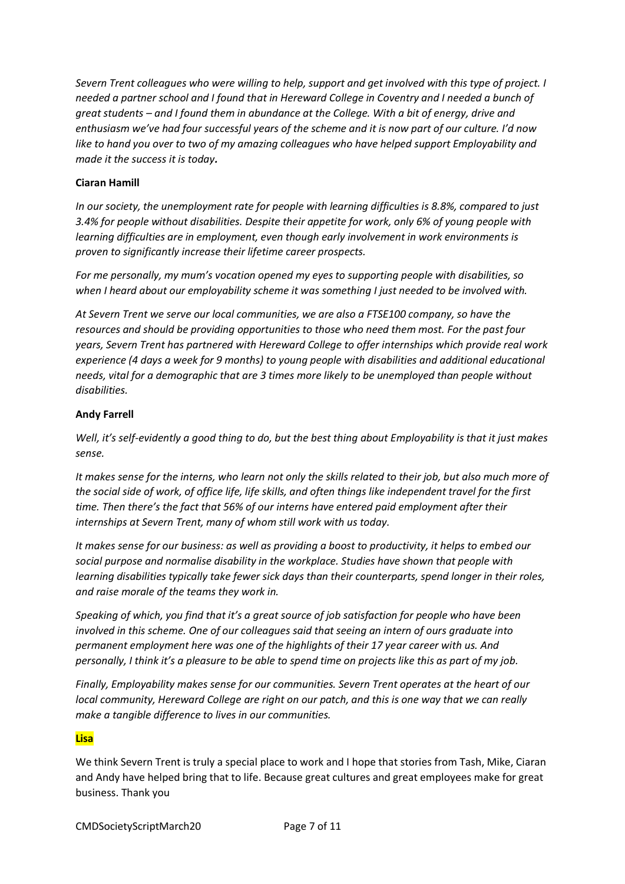*Severn Trent colleagues who were willing to help, support and get involved with this type of project. I needed a partner school and I found that in Hereward College in Coventry and I needed a bunch of great students – and I found them in abundance at the College. With a bit of energy, drive and enthusiasm we've had four successful years of the scheme and it is now part of our culture. I'd now like to hand you over to two of my amazing colleagues who have helped support Employability and made it the success it is today.*

**Ciaran Hamill**

*In our society, the unemployment rate for people with learning difficulties is 8.8%, compared to just 3.4% for people without disabilities. Despite their appetite for work, only 6% of young people with learning difficulties are in employment, even though early involvement in work environments is proven to significantly increase their lifetime career prospects.*

*For me personally, my mum's vocation opened my eyes to supporting people with disabilities, so when I heard about our employability scheme it was something I just needed to be involved with.*

*At Severn Trent we serve our local communities, we are also a FTSE100 company, so have the resources and should be providing opportunities to those who need them most. For the past four years, Severn Trent has partnered with Hereward College to offer internships which provide real work experience (4 days a week for 9 months) to young people with disabilities and additional educational needs, vital for a demographic that are 3 times more likely to be unemployed than people without disabilities.*

**Andy Farrell**

*Well, it's self-evidently a good thing to do, but the best thing about Employability is that it just makes sense.*

*It makes sense for the interns, who learn not only the skills related to their job, but also much more of the social side of work, of office life, life skills, and often things like independent travel for the first time. Then there's the fact that 56% of our interns have entered paid employment after their internships at Severn Trent, many of whom still work with us today.*

*It makes sense for our business: as well as providing a boost to productivity, it helps to embed our social purpose and normalise disability in the workplace. Studies have shown that people with learning disabilities typically take fewer sick days than their counterparts, spend longer in their roles, and raise morale of the teams they work in.*

*Speaking of which, you find that it's a great source of job satisfaction for people who have been involved in this scheme. One of our colleagues said that seeing an intern of ours graduate into permanent employment here was one of the highlights of their 17 year career with us. And personally, I think it's a pleasure to be able to spend time on projects like this as part of my job.*

*Finally, Employability makes sense for our communities. Severn Trent operates at the heart of our local community, Hereward College are right on our patch, and this is one way that we can really make a tangible difference to lives in our communities.*

**Lisa**

We think Severn Trent is truly a special place to work and I hope that stories from Tash, Mike, Ciaran and Andy have helped bring that to life. Because great cultures and great employees make for great business. Thank you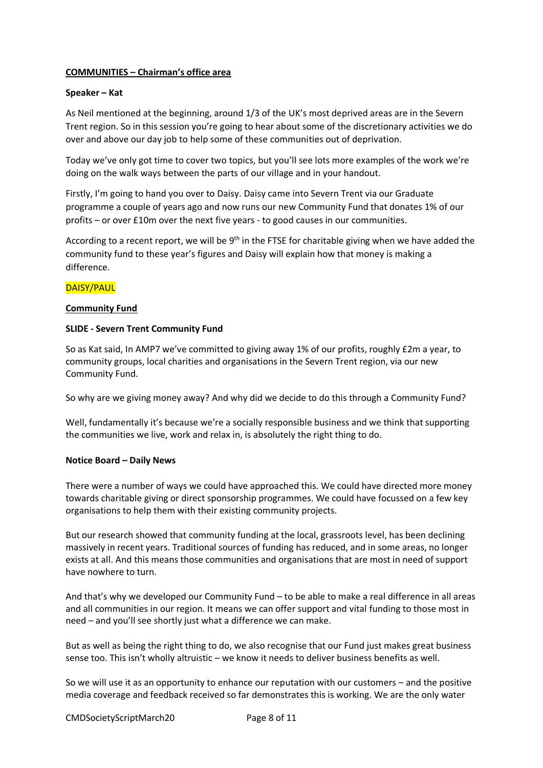**COMMUNITIES – Chairman's office area**

**Speaker – Kat**

As Neil mentioned at the beginning, around 1/3 of the UK's most deprived areas are in the Severn Trent region. So in this session you're going to hear about some of the discretionary activities we do over and above our day job to help some of these communities out of deprivation.

Today we've only got time to cover two topics, but you'll see lots more examples of the work we're doing on the walk ways between the parts of our village and in your handout.

Firstly, I'm going to hand you over to Daisy. Daisy came into Severn Trent via our Graduate programme a couple of years ago and now runs our new Community Fund that donates 1% of our profits – or over £10m over the next five years - to good causes in our communities.

According to a recent report, we will be 9th in the FTSE for charitable giving when we have added the community fund to these year's figures and Daisy will explain how that money is making a difference.

DAISY/PAUL

**Community Fund**

**SLIDE - Severn Trent Community Fund**

So as Kat said, In AMP7 we've committed to giving away 1% of our profits, roughly £2m a year, to community groups, local charities and organisations in the Severn Trent region, via our new Community Fund.

So why are we giving money away? And why did we decide to do this through a Community Fund?

Well, fundamentally it's because we're a socially responsible business and we think that supporting the communities we live, work and relax in, is absolutely the right thing to do.

**Notice Board – Daily News**

There were a number of ways we could have approached this. We could have directed more money towards charitable giving or direct sponsorship programmes. We could have focussed on a few key organisations to help them with their existing community projects.

But our research showed that community funding at the local, grassroots level, has been declining massively in recent years. Traditional sources of funding has reduced, and in some areas, no longer exists at all. And this means those communities and organisations that are most in need of support have nowhere to turn.

And that's why we developed our Community Fund – to be able to make a real difference in all areas and all communities in our region. It means we can offer support and vital funding to those most in need – and you'll see shortly just what a difference we can make.

But as well as being the right thing to do, we also recognise that our Fund just makes great business sense too. This isn't wholly altruistic – we know it needs to deliver business benefits as well.

So we will use it as an opportunity to enhance our reputation with our customers – and the positive media coverage and feedback received so far demonstrates this is working. We are the only water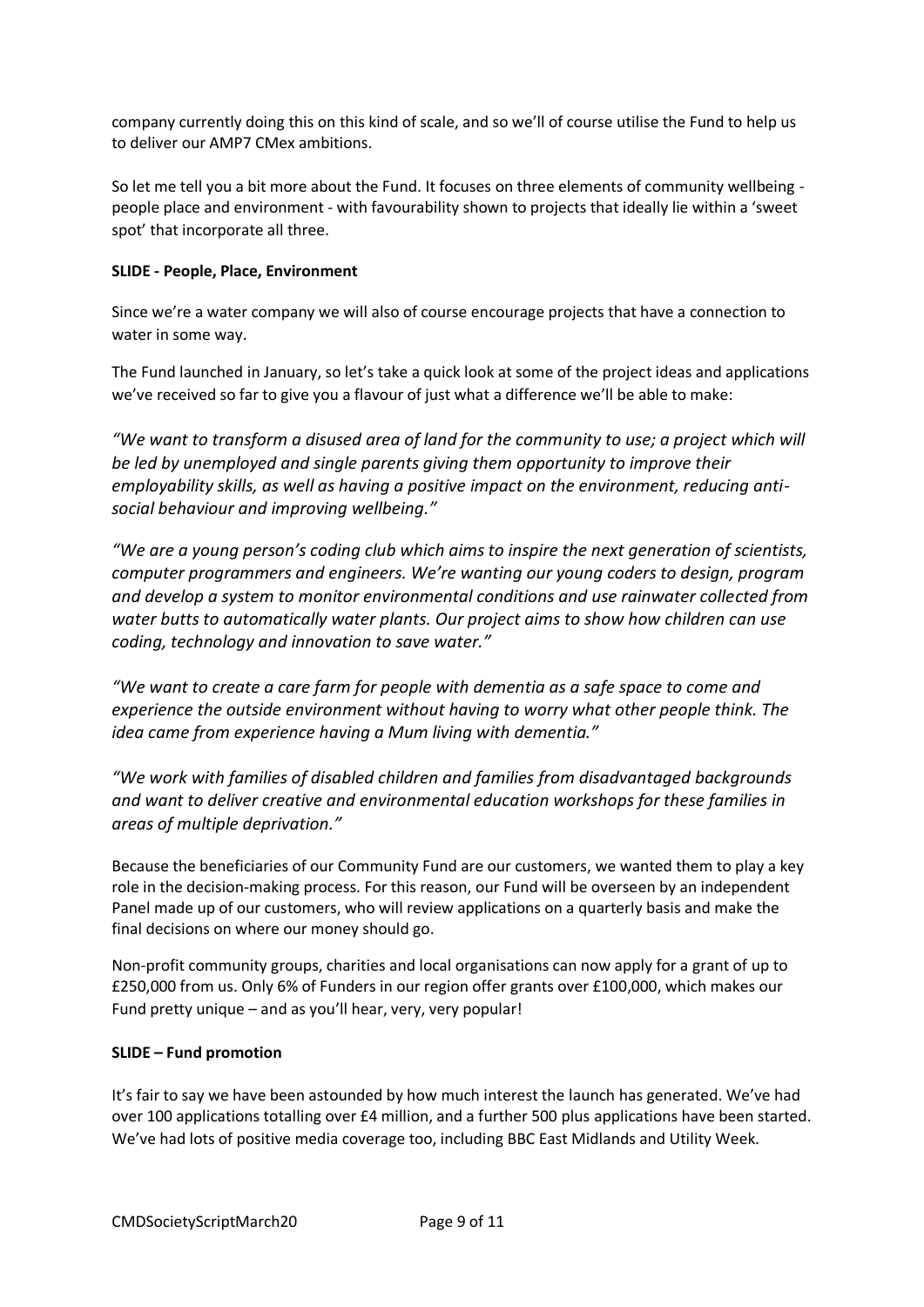company currently doing this on this kind of scale, and so we'll of course utilise the Fund to help us to deliver our AMP7 CMex ambitions.

So let me tell you a bit more about the Fund. It focuses on three elements of community wellbeing - people place and environment - with favourability shown to projects that ideally lie within a 'sweet spot' that incorporate all three.

**SLIDE - People, Place, Environment**

Since we're a water company we will also of course encourage projects that have a connection to water in some way.

The Fund launched in January, so let's take a quick look at some of the project ideas and applications we've received so far to give you a flavour of just what a difference we'll be able to make:

*"We want to transform a disused area of land for the community to use; a project which will be led by unemployed and single parents giving them opportunity to improve their employability skills, as well as having a positive impact on the environment, reducing anti-social behaviour and improving wellbeing."*

*"We are a young person's coding club which aims to inspire the next generation of scientists, computer programmers and engineers. We're wanting our young coders to design, program and develop a system to monitor environmental conditions and use rainwater collected from water butts to automatically water plants. Our project aims to show how children can use coding, technology and innovation to save water."*

*"We want to create a care farm for people with dementia as a safe space to come and experience the outside environment without having to worry what other people think. The idea came from experience having a Mum living with dementia."*

*"We work with families of disabled children and families from disadvantaged backgrounds and want to deliver creative and environmental education workshops for these families in areas of multiple deprivation."*

Because the beneficiaries of our Community Fund are our customers, we wanted them to play a key role in the decision-making process. For this reason, our Fund will be overseen by an independent Panel made up of our customers, who will review applications on a quarterly basis and make the final decisions on where our money should go.

Non-profit community groups, charities and local organisations can now apply for a grant of up to £250,000 from us. Only 6% of Funders in our region offer grants over £100,000, which makes our Fund pretty unique – and as you'll hear, very, very popular!

**SLIDE – Fund promotion**

It's fair to say we have been astounded by how much interest the launch has generated. We've had over 100 applications totalling over £4 million, and a further 500 plus applications have been started. We've had lots of positive media coverage too, including BBC East Midlands and Utility Week.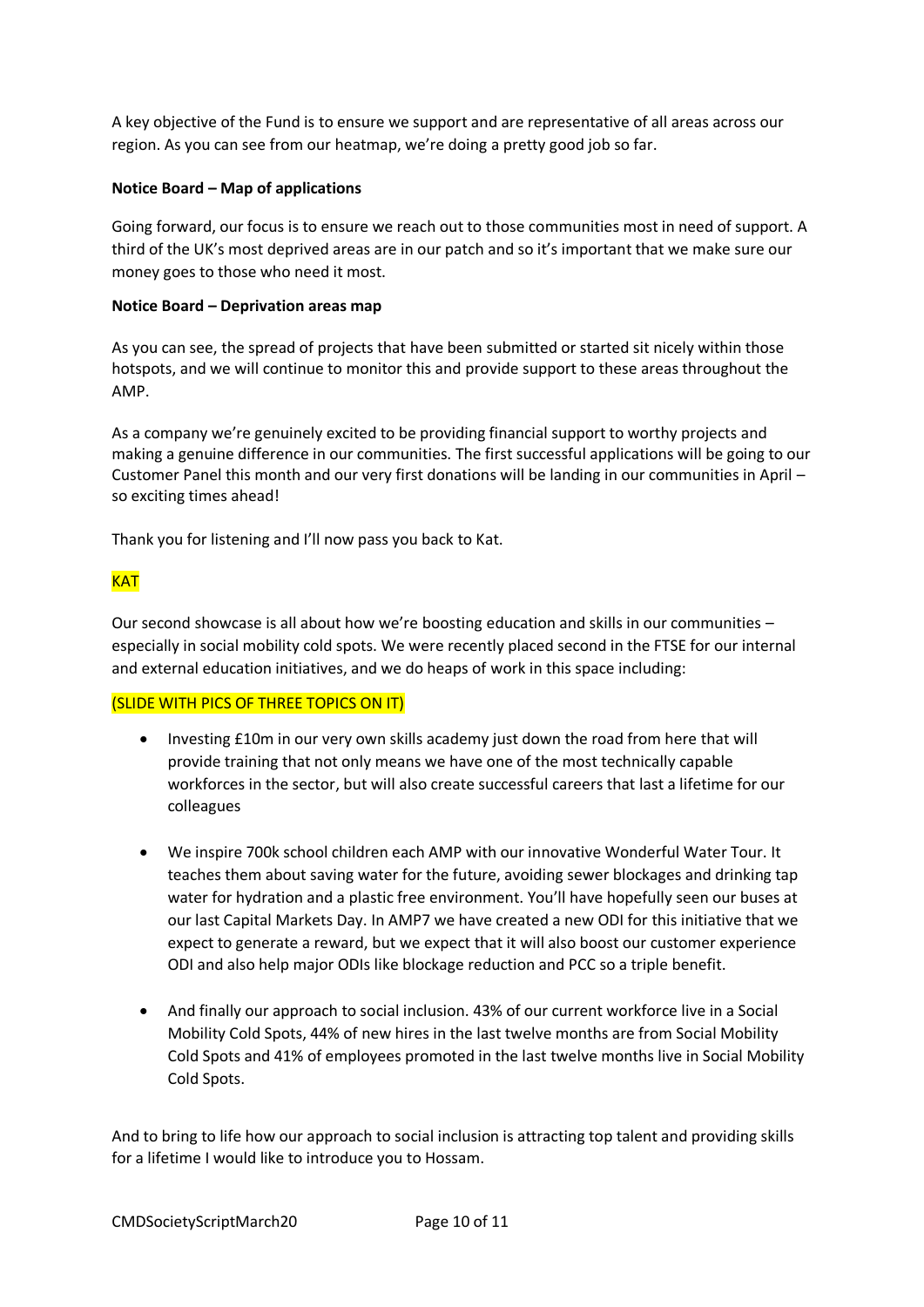A key objective of the Fund is to ensure we support and are representative of all areas across our region. As you can see from our heatmap, we're doing a pretty good job so far.

**Notice Board – Map of applications**

Going forward, our focus is to ensure we reach out to those communities most in need of support. A third of the UK's most deprived areas are in our patch and so it's important that we make sure our money goes to those who need it most.

**Notice Board – Deprivation areas map**

As you can see, the spread of projects that have been submitted or started sit nicely within those hotspots, and we will continue to monitor this and provide support to these areas throughout the AMP.

As a company we're genuinely excited to be providing financial support to worthy projects and making a genuine difference in our communities. The first successful applications will be going to our Customer Panel this month and our very first donations will be landing in our communities in April – so exciting times ahead!

Thank you for listening and I'll now pass you back to Kat.

KAT

Our second showcase is all about how we're boosting education and skills in our communities – especially in social mobility cold spots. We were recently placed second in the FTSE for our internal and external education initiatives, and we do heaps of work in this space including:

(SLIDE WITH PICS OF THREE TOPICS ON IT)

- Investing £10m in our very own skills academy just down the road from here that will provide training that not only means we have one of the most technically capable workforces in the sector, but will also create successful careers that last a lifetime for our colleagues

- We inspire 700k school children each AMP with our innovative Wonderful Water Tour. It teaches them about saving water for the future, avoiding sewer blockages and drinking tap water for hydration and a plastic free environment. You'll have hopefully seen our buses at our last Capital Markets Day. In AMP7 we have created a new ODI for this initiative that we expect to generate a reward, but we expect that it will also boost our customer experience ODI and also help major ODIs like blockage reduction and PCC so a triple benefit.

- And finally our approach to social inclusion. 43% of our current workforce live in a Social Mobility Cold Spots, 44% of new hires in the last twelve months are from Social Mobility Cold Spots and 41% of employees promoted in the last twelve months live in Social Mobility Cold Spots.

And to bring to life how our approach to social inclusion is attracting top talent and providing skills for a lifetime I would like to introduce you to Hossam.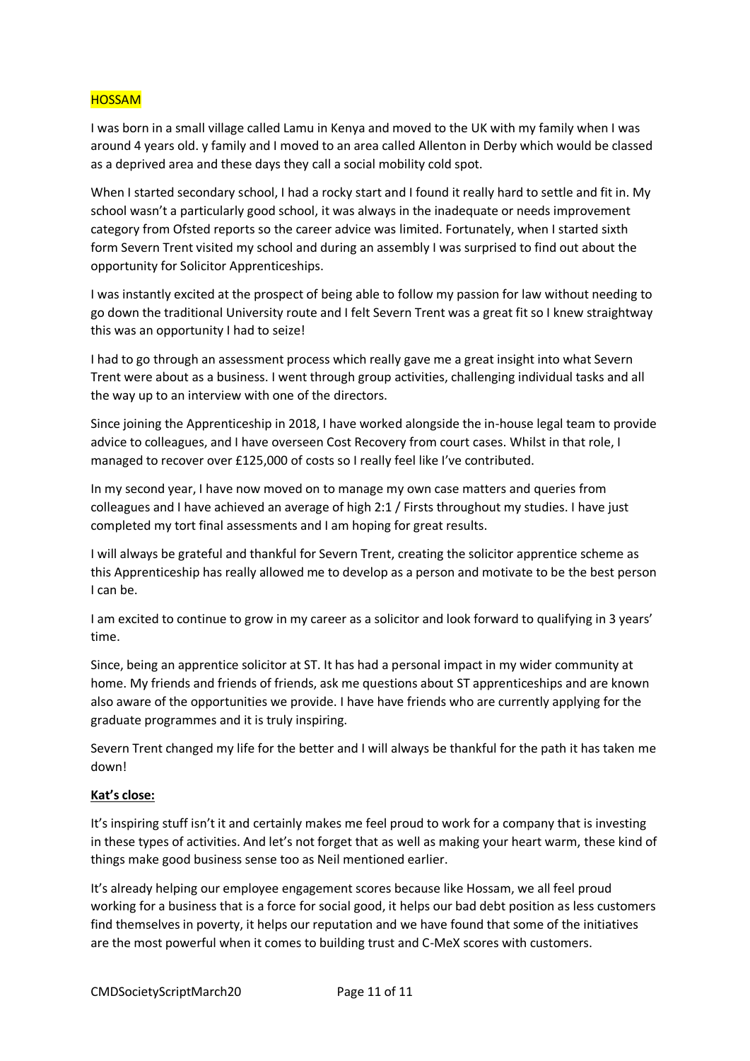HOSSAM

I was born in a small village called Lamu in Kenya and moved to the UK with my family when I was around 4 years old. y family and I moved to an area called Allenton in Derby which would be classed as a deprived area and these days they call a social mobility cold spot.

When I started secondary school, I had a rocky start and I found it really hard to settle and fit in. My school wasn't a particularly good school, it was always in the inadequate or needs improvement category from Ofsted reports so the career advice was limited. Fortunately, when I started sixth form Severn Trent visited my school and during an assembly I was surprised to find out about the opportunity for Solicitor Apprenticeships.

I was instantly excited at the prospect of being able to follow my passion for law without needing to go down the traditional University route and I felt Severn Trent was a great fit so I knew straightway this was an opportunity I had to seize!

I had to go through an assessment process which really gave me a great insight into what Severn Trent were about as a business. I went through group activities, challenging individual tasks and all the way up to an interview with one of the directors.

Since joining the Apprenticeship in 2018, I have worked alongside the in-house legal team to provide advice to colleagues, and I have overseen Cost Recovery from court cases. Whilst in that role, I managed to recover over £125,000 of costs so I really feel like I've contributed.

In my second year, I have now moved on to manage my own case matters and queries from colleagues and I have achieved an average of high 2:1 / Firsts throughout my studies. I have just completed my tort final assessments and I am hoping for great results.

I will always be grateful and thankful for Severn Trent, creating the solicitor apprentice scheme as this Apprenticeship has really allowed me to develop as a person and motivate to be the best person I can be.

I am excited to continue to grow in my career as a solicitor and look forward to qualifying in 3 years' time.

Since, being an apprentice solicitor at ST. It has had a personal impact in my wider community at home. My friends and friends of friends, ask me questions about ST apprenticeships and are known also aware of the opportunities we provide. I have have friends who are currently applying for the graduate programmes and it is truly inspiring.

Severn Trent changed my life for the better and I will always be thankful for the path it has taken me down!

**Kat's close:**

It's inspiring stuff isn't it and certainly makes me feel proud to work for a company that is investing in these types of activities. And let's not forget that as well as making your heart warm, these kind of things make good business sense too as Neil mentioned earlier.

It's already helping our employee engagement scores because like Hossam, we all feel proud working for a business that is a force for social good, it helps our bad debt position as less customers find themselves in poverty, it helps our reputation and we have found that some of the initiatives are the most powerful when it comes to building trust and C-MeX scores with customers.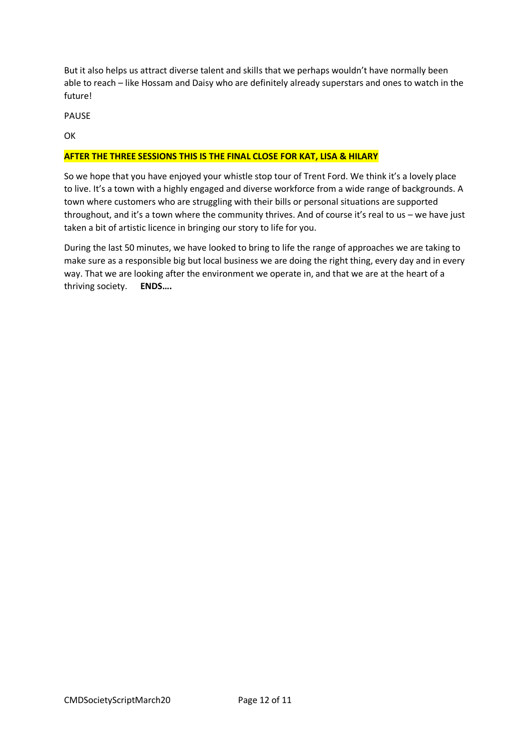But it also helps us attract diverse talent and skills that we perhaps wouldn't have normally been able to reach – like Hossam and Daisy who are definitely already superstars and ones to watch in the future!

PAUSE

OK

**AFTER THE THREE SESSIONS THIS IS THE FINAL CLOSE FOR KAT, LISA & HILARY**

So we hope that you have enjoyed your whistle stop tour of Trent Ford. We think it's a lovely place to live. It's a town with a highly engaged and diverse workforce from a wide range of backgrounds. A town where customers who are struggling with their bills or personal situations are supported throughout, and it's a town where the community thrives. And of course it's real to us – we have just taken a bit of artistic licence in bringing our story to life for you.

During the last 50 minutes, we have looked to bring to life the range of approaches we are taking to make sure as a responsible big but local business we are doing the right thing, every day and in every way. That we are looking after the environment we operate in, and that we are at the heart of a thriving society. **ENDS….**